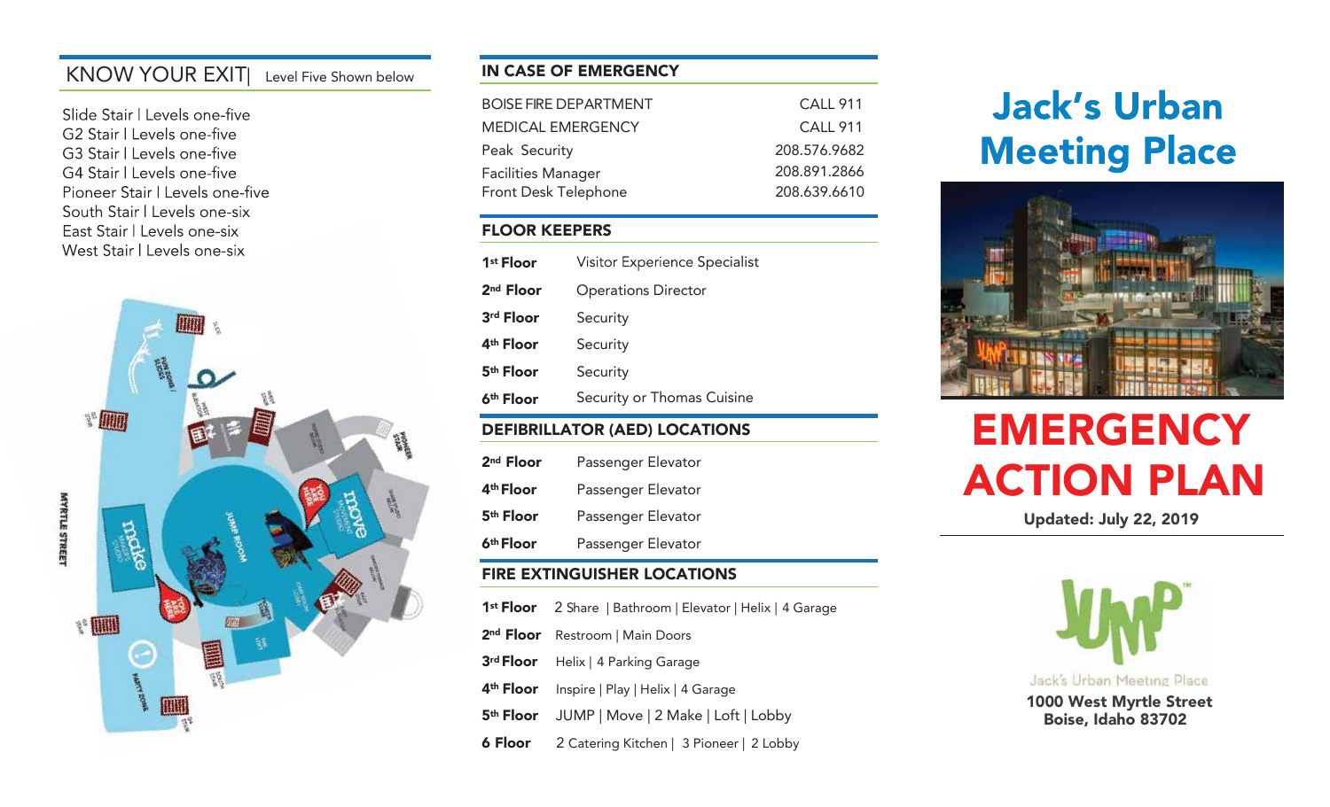## KNOW YOUR EXIT | Level Five Shown below

Slide Stair | Levels one-five
G2 Stair | Levels one-five
G3 Stair | Levels one-five
G4 Stair | Levels one-five
Pioneer Stair | Levels one-five
South Stair | Levels one-six
East Stair | Levels one-six
West Stair | Levels one-six

## IN CASE OF EMERGENCY

| | |
|---|---|
| BOISE FIRE DEPARTMENT | CALL 911 |
| MEDICAL EMERGENCY | CALL 911 |
| Peak Security | 208.576.9682 |
| Facilities Manager | 208.891.2866 |
| Front Desk Telephone | 208.639.6610 |

## FLOOR KEEPERS

| | |
|---|---|
| **1st Floor** | Visitor Experience Specialist |
| **2nd Floor** | Operations Director |
| **3rd Floor** | Security |
| **4th Floor** | Security |
| **5th Floor** | Security |
| **6th Floor** | Security or Thomas Cuisine |

## DEFIBRILLATOR (AED) LOCATIONS

| | |
|---|---|
| **2nd Floor** | Passenger Elevator |
| **4th Floor** | Passenger Elevator |
| **5th Floor** | Passenger Elevator |
| **6th Floor** | Passenger Elevator |

## FIRE EXTINGUISHER LOCATIONS

| | |
|---|---|
| **1st Floor** | 2 Share \| Bathroom \| Elevator \| Helix \| 4 Garage |
| **2nd Floor** | Restroom \| Main Doors |
| **3rd Floor** | Helix \| 4 Parking Garage |
| **4th Floor** | Inspire \| Play \| Helix \| 4 Garage |
| **5th Floor** | JUMP \| Move \| 2 Make \| Loft \| Lobby |
| **6 Floor** | 2 Catering Kitchen \| 3 Pioneer \| 2 Lobby |

# Jack's Urban Meeting Place

# EMERGENCY ACTION PLAN

**Updated: July 22, 2019**

Jack's Urban Meeting Place

**1000 West Myrtle Street**
**Boise, Idaho 83702**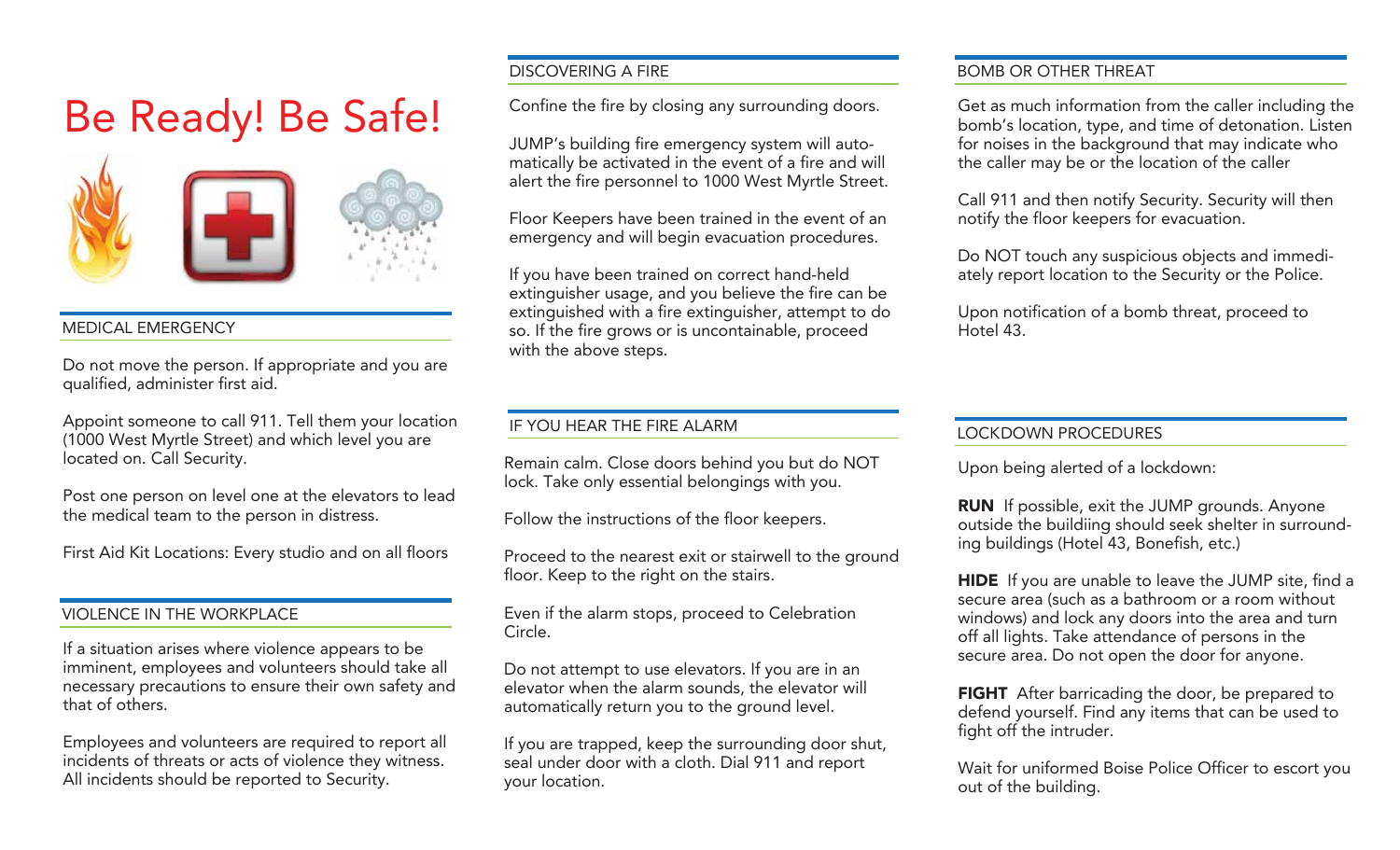# Be Ready! Be Safe!

## MEDICAL EMERGENCY

Do not move the person. If appropriate and you are qualified, administer first aid.

Appoint someone to call 911. Tell them your location (1000 West Myrtle Street) and which level you are located on. Call Security.

Post one person on level one at the elevators to lead the medical team to the person in distress.

First Aid Kit Locations: Every studio and on all floors

## VIOLENCE IN THE WORKPLACE

If a situation arises where violence appears to be imminent, employees and volunteers should take all necessary precautions to ensure their own safety and that of others.

Employees and volunteers are required to report all incidents of threats or acts of violence they witness. All incidents should be reported to Security.

## DISCOVERING A FIRE

Confine the fire by closing any surrounding doors.

JUMP's building fire emergency system will automatically be activated in the event of a fire and will alert the fire personnel to 1000 West Myrtle Street.

Floor Keepers have been trained in the event of an emergency and will begin evacuation procedures.

If you have been trained on correct hand-held extinguisher usage, and you believe the fire can be extinguished with a fire extinguisher, attempt to do so. If the fire grows or is uncontainable, proceed with the above steps.

## IF YOU HEAR THE FIRE ALARM

Remain calm. Close doors behind you but do NOT lock. Take only essential belongings with you.

Follow the instructions of the floor keepers.

Proceed to the nearest exit or stairwell to the ground floor. Keep to the right on the stairs.

Even if the alarm stops, proceed to Celebration Circle.

Do not attempt to use elevators. If you are in an elevator when the alarm sounds, the elevator will automatically return you to the ground level.

If you are trapped, keep the surrounding door shut, seal under door with a cloth. Dial 911 and report your location.

## BOMB OR OTHER THREAT

Get as much information from the caller including the bomb's location, type, and time of detonation. Listen for noises in the background that may indicate who the caller may be or the location of the caller

Call 911 and then notify Security. Security will then notify the floor keepers for evacuation.

Do NOT touch any suspicious objects and immediately report location to the Security or the Police.

Upon notification of a bomb threat, proceed to Hotel 43.

## LOCKDOWN PROCEDURES

Upon being alerted of a lockdown:

**RUN** If possible, exit the JUMP grounds. Anyone outside the buildiing should seek shelter in surrounding buildings (Hotel 43, Bonefish, etc.)

**HIDE** If you are unable to leave the JUMP site, find a secure area (such as a bathroom or a room without windows) and lock any doors into the area and turn off all lights. Take attendance of persons in the secure area. Do not open the door for anyone.

**FIGHT** After barricading the door, be prepared to defend yourself. Find any items that can be used to fight off the intruder.

Wait for uniformed Boise Police Officer to escort you out of the building.